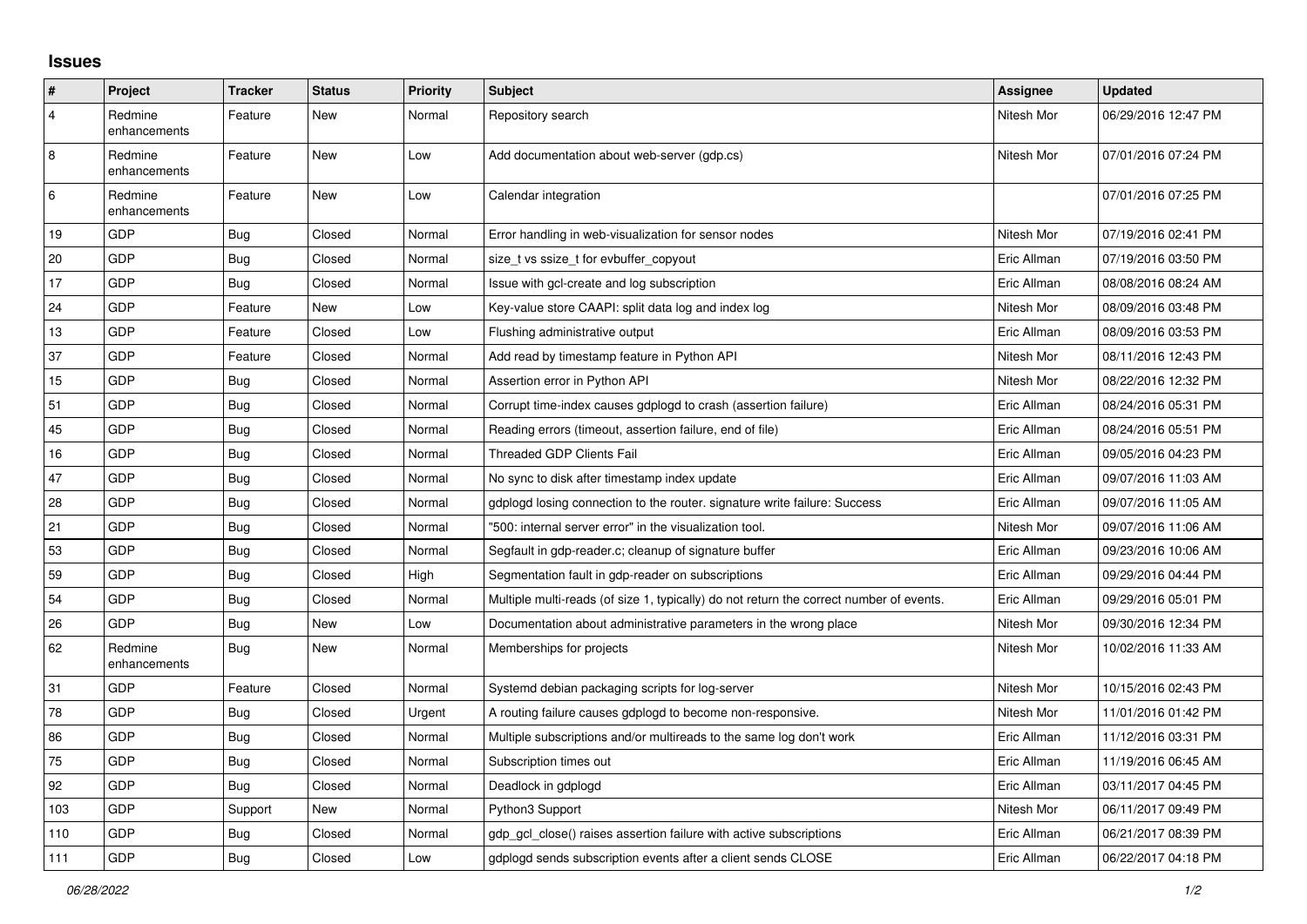## Issues

| # | Project | Tracker | Status | Priority | Subject | Assignee | Updated |
|---|---|---|---|---|---|---|---|
| 4 | Redmine enhancements | Feature | New | Normal | Repository search | Nitesh Mor | 06/29/2016 12:47 PM |
| 8 | Redmine enhancements | Feature | New | Low | Add documentation about web-server (gdp.cs) | Nitesh Mor | 07/01/2016 07:24 PM |
| 6 | Redmine enhancements | Feature | New | Low | Calendar integration | | 07/01/2016 07:25 PM |
| 19 | GDP | Bug | Closed | Normal | Error handling in web-visualization for sensor nodes | Nitesh Mor | 07/19/2016 02:41 PM |
| 20 | GDP | Bug | Closed | Normal | size_t vs ssize_t for evbuffer_copyout | Eric Allman | 07/19/2016 03:50 PM |
| 17 | GDP | Bug | Closed | Normal | Issue with gcl-create and log subscription | Eric Allman | 08/08/2016 08:24 AM |
| 24 | GDP | Feature | New | Low | Key-value store CAAPI: split data log and index log | Nitesh Mor | 08/09/2016 03:48 PM |
| 13 | GDP | Feature | Closed | Low | Flushing administrative output | Eric Allman | 08/09/2016 03:53 PM |
| 37 | GDP | Feature | Closed | Normal | Add read by timestamp feature in Python API | Nitesh Mor | 08/11/2016 12:43 PM |
| 15 | GDP | Bug | Closed | Normal | Assertion error in Python API | Nitesh Mor | 08/22/2016 12:32 PM |
| 51 | GDP | Bug | Closed | Normal | Corrupt time-index causes gdplogd to crash (assertion failure) | Eric Allman | 08/24/2016 05:31 PM |
| 45 | GDP | Bug | Closed | Normal | Reading errors (timeout, assertion failure, end of file) | Eric Allman | 08/24/2016 05:51 PM |
| 16 | GDP | Bug | Closed | Normal | Threaded GDP Clients Fail | Eric Allman | 09/05/2016 04:23 PM |
| 47 | GDP | Bug | Closed | Normal | No sync to disk after timestamp index update | Eric Allman | 09/07/2016 11:03 AM |
| 28 | GDP | Bug | Closed | Normal | gdplogd losing connection to the router. signature write failure: Success | Eric Allman | 09/07/2016 11:05 AM |
| 21 | GDP | Bug | Closed | Normal | "500: internal server error" in the visualization tool. | Nitesh Mor | 09/07/2016 11:06 AM |
| 53 | GDP | Bug | Closed | Normal | Segfault in gdp-reader.c; cleanup of signature buffer | Eric Allman | 09/23/2016 10:06 AM |
| 59 | GDP | Bug | Closed | High | Segmentation fault in gdp-reader on subscriptions | Eric Allman | 09/29/2016 04:44 PM |
| 54 | GDP | Bug | Closed | Normal | Multiple multi-reads (of size 1, typically) do not return the correct number of events. | Eric Allman | 09/29/2016 05:01 PM |
| 26 | GDP | Bug | New | Low | Documentation about administrative parameters in the wrong place | Nitesh Mor | 09/30/2016 12:34 PM |
| 62 | Redmine enhancements | Bug | New | Normal | Memberships for projects | Nitesh Mor | 10/02/2016 11:33 AM |
| 31 | GDP | Feature | Closed | Normal | Systemd debian packaging scripts for log-server | Nitesh Mor | 10/15/2016 02:43 PM |
| 78 | GDP | Bug | Closed | Urgent | A routing failure causes gdplogd to become non-responsive. | Nitesh Mor | 11/01/2016 01:42 PM |
| 86 | GDP | Bug | Closed | Normal | Multiple subscriptions and/or multireads to the same log don't work | Eric Allman | 11/12/2016 03:31 PM |
| 75 | GDP | Bug | Closed | Normal | Subscription times out | Eric Allman | 11/19/2016 06:45 AM |
| 92 | GDP | Bug | Closed | Normal | Deadlock in gdplogd | Eric Allman | 03/11/2017 04:45 PM |
| 103 | GDP | Support | New | Normal | Python3 Support | Nitesh Mor | 06/11/2017 09:49 PM |
| 110 | GDP | Bug | Closed | Normal | gdp_gcl_close() raises assertion failure with active subscriptions | Eric Allman | 06/21/2017 08:39 PM |
| 111 | GDP | Bug | Closed | Low | gdplogd sends subscription events after a client sends CLOSE | Eric Allman | 06/22/2017 04:18 PM |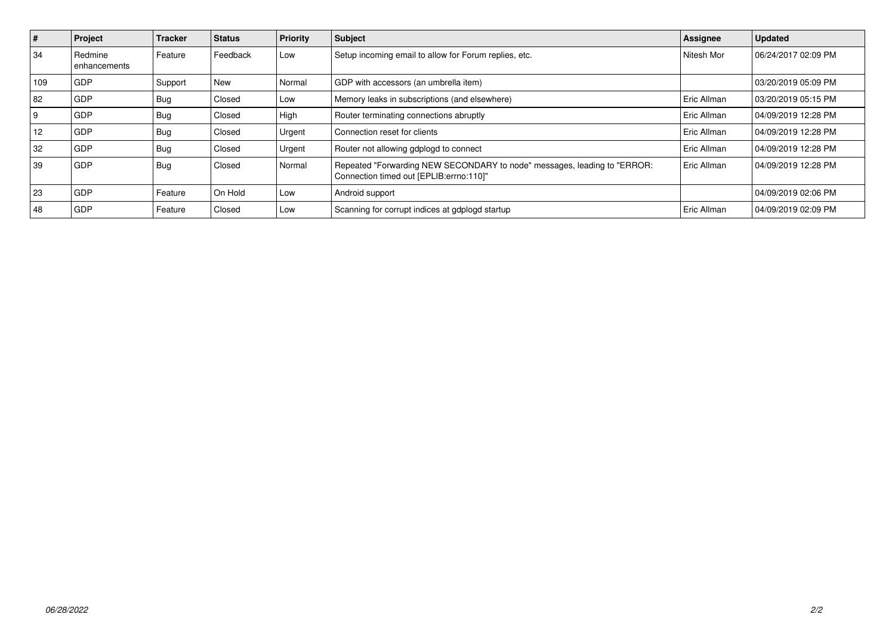| # | Project | Tracker | Status | Priority | Subject | Assignee | Updated |
|---|---|---|---|---|---|---|---|
| 34 | Redmine enhancements | Feature | Feedback | Low | Setup incoming email to allow for Forum replies, etc. | Nitesh Mor | 06/24/2017 02:09 PM |
| 109 | GDP | Support | New | Normal | GDP with accessors (an umbrella item) | | 03/20/2019 05:09 PM |
| 82 | GDP | Bug | Closed | Low | Memory leaks in subscriptions (and elsewhere) | Eric Allman | 03/20/2019 05:15 PM |
| 9 | GDP | Bug | Closed | High | Router terminating connections abruptly | Eric Allman | 04/09/2019 12:28 PM |
| 12 | GDP | Bug | Closed | Urgent | Connection reset for clients | Eric Allman | 04/09/2019 12:28 PM |
| 32 | GDP | Bug | Closed | Urgent | Router not allowing gdplogd to connect | Eric Allman | 04/09/2019 12:28 PM |
| 39 | GDP | Bug | Closed | Normal | Repeated "Forwarding NEW SECONDARY to node" messages, leading to "ERROR: Connection timed out [EPLIB:errno:110]" | Eric Allman | 04/09/2019 12:28 PM |
| 23 | GDP | Feature | On Hold | Low | Android support | | 04/09/2019 02:06 PM |
| 48 | GDP | Feature | Closed | Low | Scanning for corrupt indices at gdplogd startup | Eric Allman | 04/09/2019 02:09 PM |